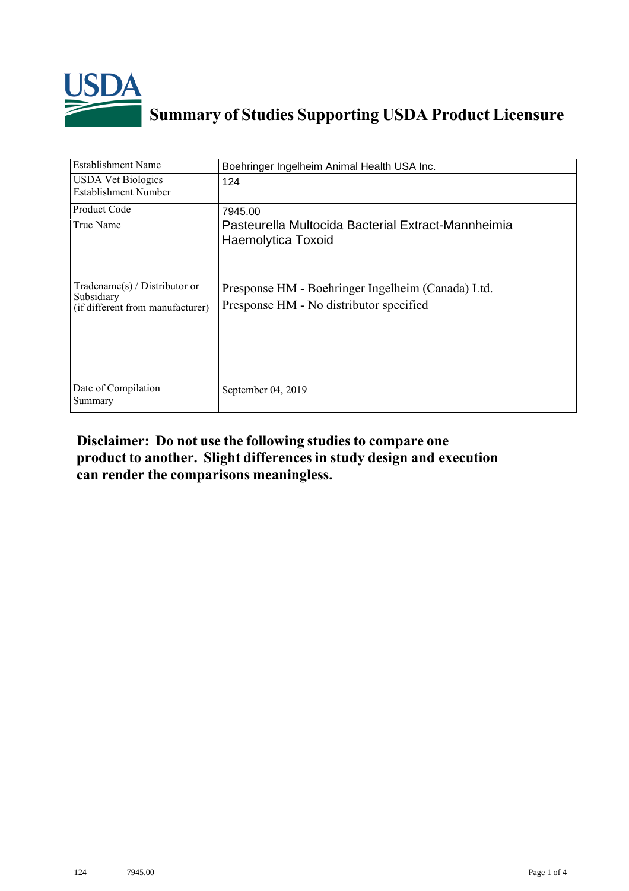# Summary of Studies Supporting USDA Product Licensure

| Establishment Name | Boehringer Ingelheim Animal Health USA Inc. |
|---|---|
| USDA Vet Biologics Establishment Number | 124 |
| Product Code | 7945.00 |
| True Name | Pasteurella Multocida Bacterial Extract-Mannheimia Haemolytica Toxoid |
| Tradename(s) / Distributor or Subsidiary (if different from manufacturer) | Presponse HM - Boehringer Ingelheim (Canada) Ltd.<br>Presponse HM - No distributor specified |
| Date of Compilation Summary | September 04, 2019 |

**Disclaimer: Do not use the following studies to compare one product to another. Slight differences in study design and execution can render the comparisons meaningless.**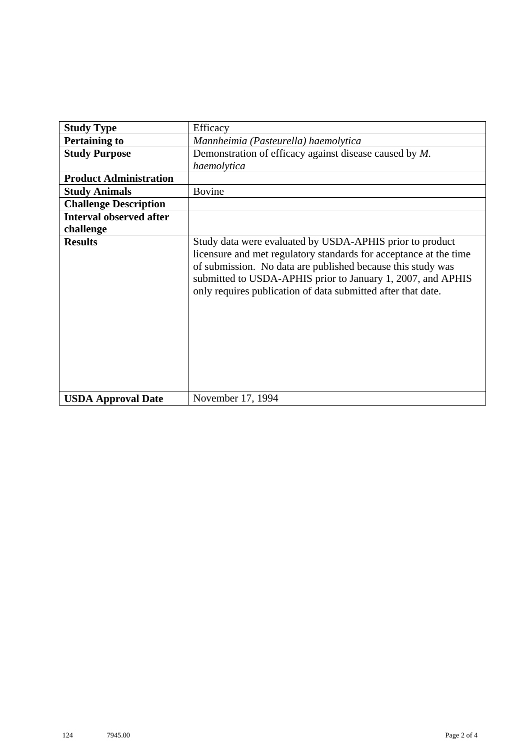| Study Type | Efficacy |
|---|---|
| **Pertaining to** | *Mannheimia (Pasteurella) haemolytica* |
| **Study Purpose** | Demonstration of efficacy against disease caused by *M. haemolytica* |
| **Product Administration** | |
| **Study Animals** | Bovine |
| **Challenge Description** | |
| **Interval observed after challenge** | |
| **Results** | Study data were evaluated by USDA-APHIS prior to product licensure and met regulatory standards for acceptance at the time of submission. No data are published because this study was submitted to USDA-APHIS prior to January 1, 2007, and APHIS only requires publication of data submitted after that date. |
| **USDA Approval Date** | November 17, 1994 |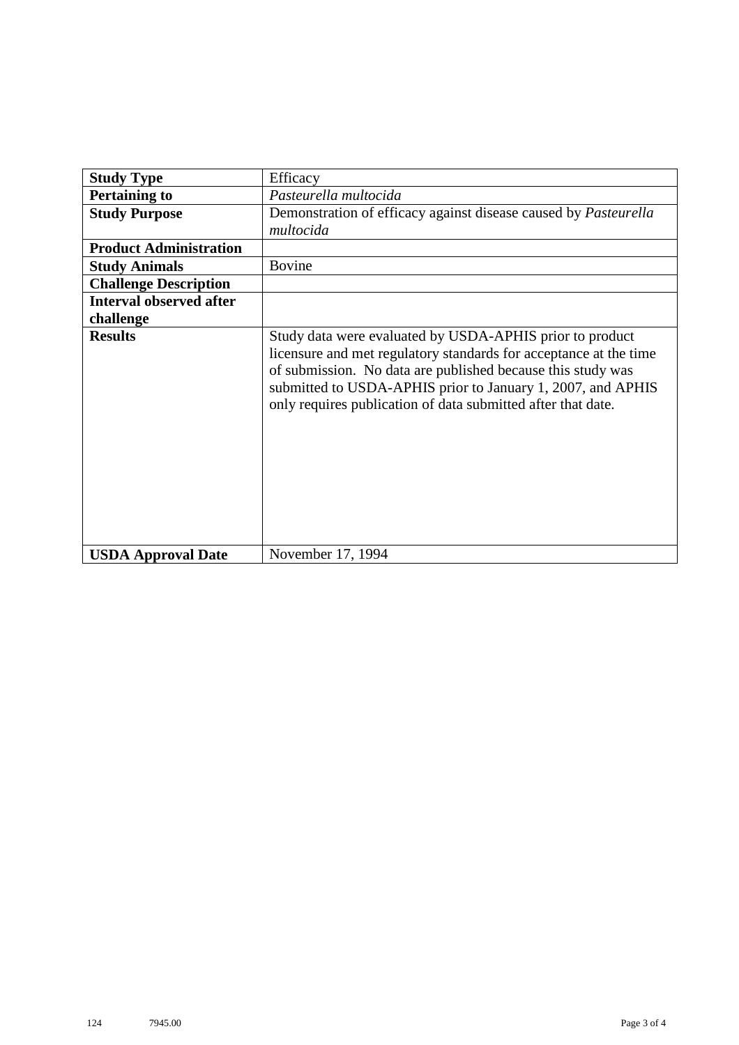| **Study Type** | Efficacy |
|---|---|
| **Pertaining to** | *Pasteurella multocida* |
| **Study Purpose** | Demonstration of efficacy against disease caused by *Pasteurella multocida* |
| **Product Administration** | |
| **Study Animals** | Bovine |
| **Challenge Description** | |
| **Interval observed after challenge** | |
| **Results** | Study data were evaluated by USDA-APHIS prior to product licensure and met regulatory standards for acceptance at the time of submission. No data are published because this study was submitted to USDA-APHIS prior to January 1, 2007, and APHIS only requires publication of data submitted after that date. |
| **USDA Approval Date** | November 17, 1994 |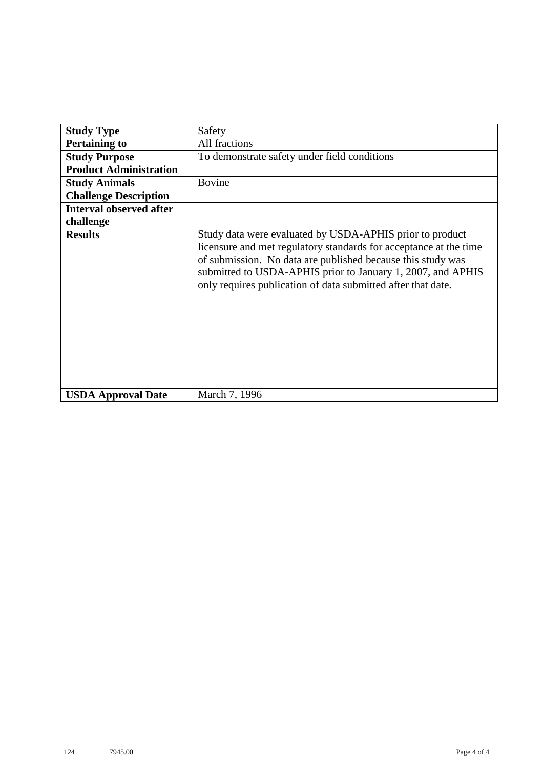| | |
|---|---|
| **Study Type** | Safety |
| **Pertaining to** | All fractions |
| **Study Purpose** | To demonstrate safety under field conditions |
| **Product Administration** | |
| **Study Animals** | Bovine |
| **Challenge Description** | |
| **Interval observed after challenge** | |
| **Results** | Study data were evaluated by USDA-APHIS prior to product licensure and met regulatory standards for acceptance at the time of submission. No data are published because this study was submitted to USDA-APHIS prior to January 1, 2007, and APHIS only requires publication of data submitted after that date. |
| **USDA Approval Date** | March 7, 1996 |

124 7945.00